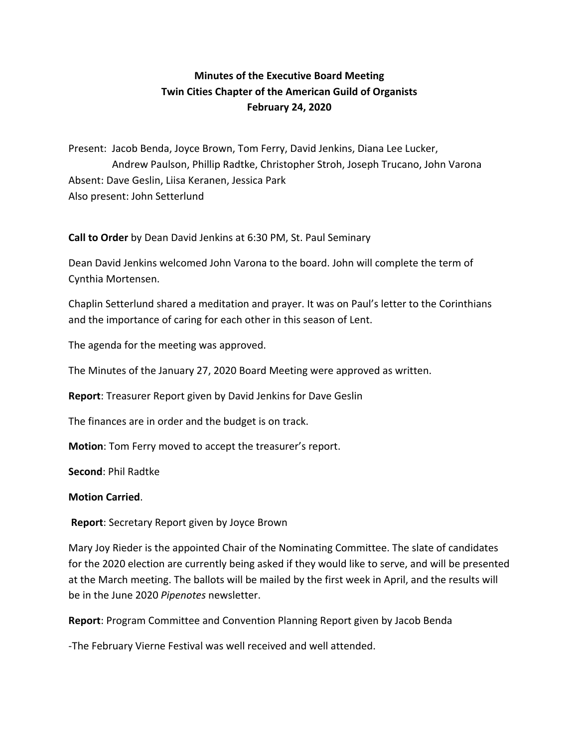**Minutes of the Executive Board Meeting**
**Twin Cities Chapter of the American Guild of Organists**
**February 24, 2020**

Present: Jacob Benda, Joyce Brown, Tom Ferry, David Jenkins, Diana Lee Lucker, Andrew Paulson, Phillip Radtke, Christopher Stroh, Joseph Trucano, John Varona
Absent: Dave Geslin, Liisa Keranen, Jessica Park
Also present: John Setterlund

**Call to Order** by Dean David Jenkins at 6:30 PM, St. Paul Seminary

Dean David Jenkins welcomed John Varona to the board. John will complete the term of Cynthia Mortensen.

Chaplin Setterlund shared a meditation and prayer. It was on Paul's letter to the Corinthians and the importance of caring for each other in this season of Lent.

The agenda for the meeting was approved.

The Minutes of the January 27, 2020 Board Meeting were approved as written.

**Report**: Treasurer Report given by David Jenkins for Dave Geslin

The finances are in order and the budget is on track.

**Motion**: Tom Ferry moved to accept the treasurer's report.

**Second**: Phil Radtke

**Motion Carried**.

**Report**: Secretary Report given by Joyce Brown

Mary Joy Rieder is the appointed Chair of the Nominating Committee. The slate of candidates for the 2020 election are currently being asked if they would like to serve, and will be presented at the March meeting. The ballots will be mailed by the first week in April, and the results will be in the June 2020 *Pipenotes* newsletter.

**Report**: Program Committee and Convention Planning Report given by Jacob Benda

-The February Vierne Festival was well received and well attended.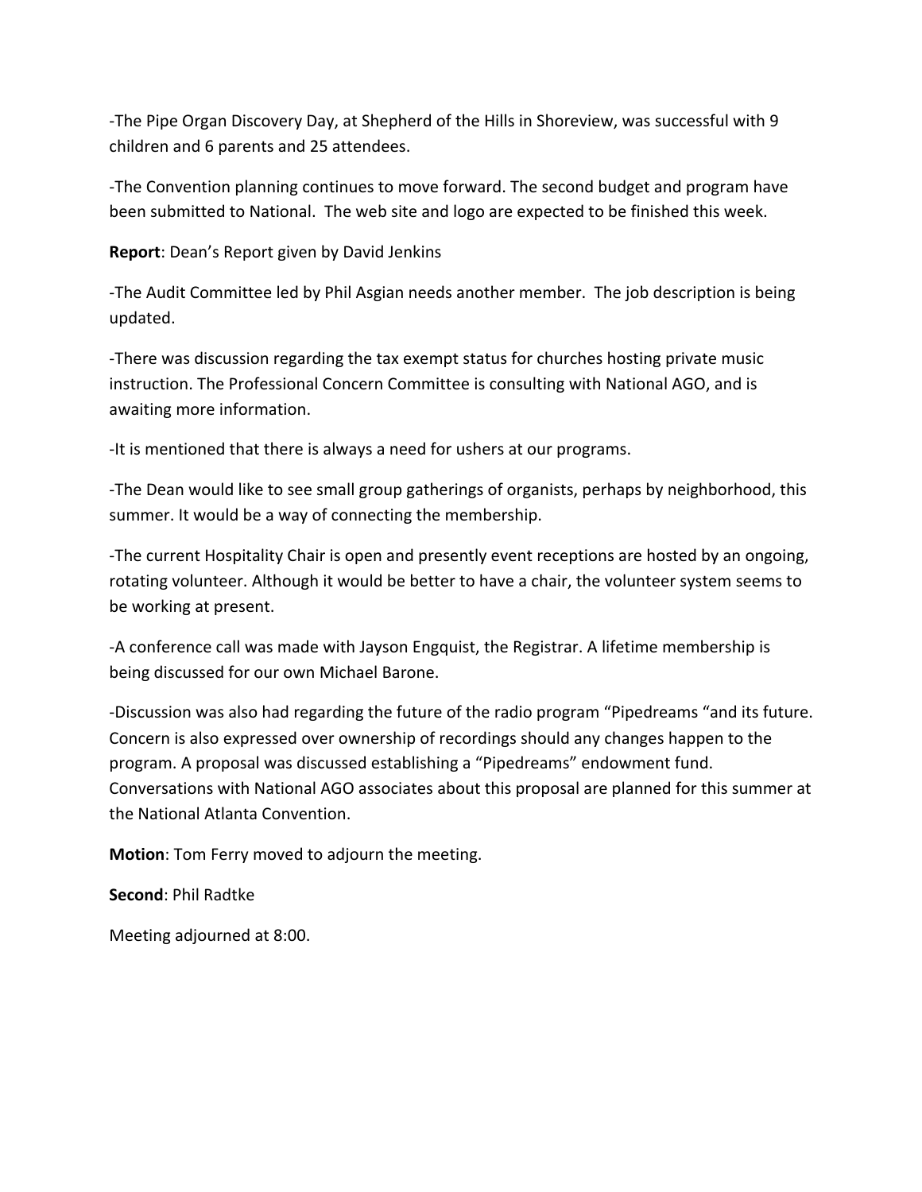-The Pipe Organ Discovery Day, at Shepherd of the Hills in Shoreview, was successful with 9 children and 6 parents and 25 attendees.

-The Convention planning continues to move forward. The second budget and program have been submitted to National. The web site and logo are expected to be finished this week.

**Report**: Dean's Report given by David Jenkins

-The Audit Committee led by Phil Asgian needs another member. The job description is being updated.

-There was discussion regarding the tax exempt status for churches hosting private music instruction. The Professional Concern Committee is consulting with National AGO, and is awaiting more information.

-It is mentioned that there is always a need for ushers at our programs.

-The Dean would like to see small group gatherings of organists, perhaps by neighborhood, this summer. It would be a way of connecting the membership.

-The current Hospitality Chair is open and presently event receptions are hosted by an ongoing, rotating volunteer. Although it would be better to have a chair, the volunteer system seems to be working at present.

-A conference call was made with Jayson Engquist, the Registrar. A lifetime membership is being discussed for our own Michael Barone.

-Discussion was also had regarding the future of the radio program "Pipedreams "and its future. Concern is also expressed over ownership of recordings should any changes happen to the program. A proposal was discussed establishing a "Pipedreams" endowment fund. Conversations with National AGO associates about this proposal are planned for this summer at the National Atlanta Convention.

**Motion**: Tom Ferry moved to adjourn the meeting.

**Second**: Phil Radtke

Meeting adjourned at 8:00.